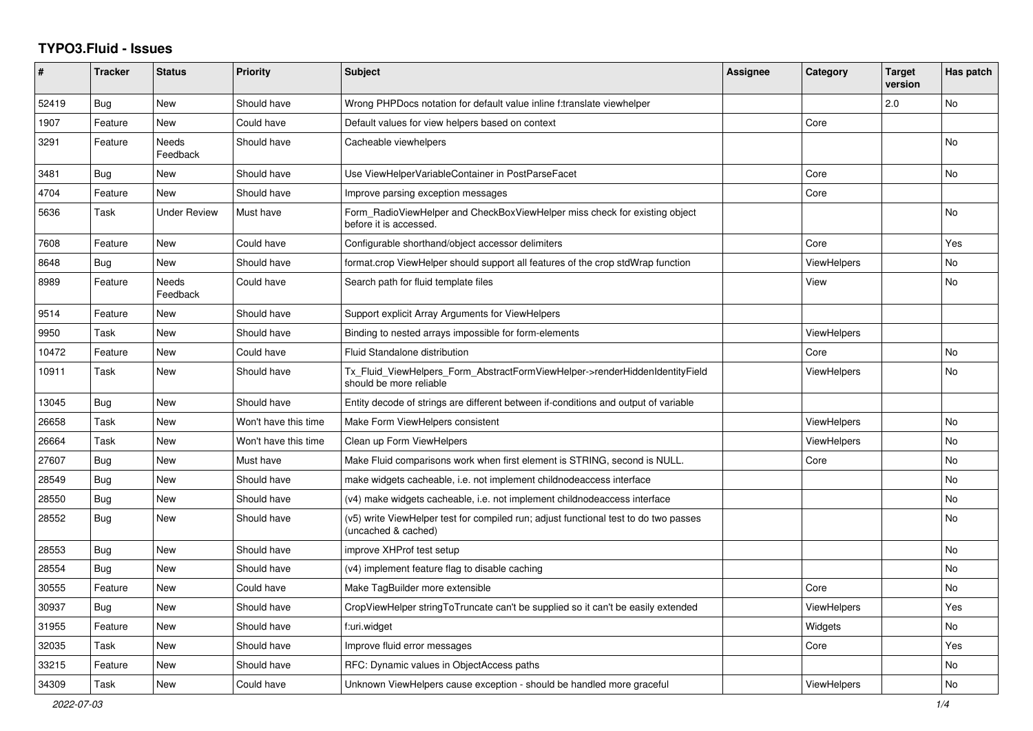# TYPO3.Fluid - Issues

| # | Tracker | Status | Priority | Subject | Assignee | Category | Target version | Has patch |
|---|---|---|---|---|---|---|---|---|
| 52419 | Bug | New | Should have | Wrong PHPDocs notation for default value inline f:translate viewhelper | | | 2.0 | No |
| 1907 | Feature | New | Could have | Default values for view helpers based on context | | Core | | |
| 3291 | Feature | Needs Feedback | Should have | Cacheable viewhelpers | | | | No |
| 3481 | Bug | New | Should have | Use ViewHelperVariableContainer in PostParseFacet | | Core | | No |
| 4704 | Feature | New | Should have | Improve parsing exception messages | | Core | | |
| 5636 | Task | Under Review | Must have | Form_RadioViewHelper and CheckBoxViewHelper miss check for existing object before it is accessed. | | | | No |
| 7608 | Feature | New | Could have | Configurable shorthand/object accessor delimiters | | Core | | Yes |
| 8648 | Bug | New | Should have | format.crop ViewHelper should support all features of the crop stdWrap function | | ViewHelpers | | No |
| 8989 | Feature | Needs Feedback | Could have | Search path for fluid template files | | View | | No |
| 9514 | Feature | New | Should have | Support explicit Array Arguments for ViewHelpers | | | | |
| 9950 | Task | New | Should have | Binding to nested arrays impossible for form-elements | | ViewHelpers | | |
| 10472 | Feature | New | Could have | Fluid Standalone distribution | | Core | | No |
| 10911 | Task | New | Should have | Tx_Fluid_ViewHelpers_Form_AbstractFormViewHelper->renderHiddenIdentityField should be more reliable | | ViewHelpers | | No |
| 13045 | Bug | New | Should have | Entity decode of strings are different between if-conditions and output of variable | | | | |
| 26658 | Task | New | Won't have this time | Make Form ViewHelpers consistent | | ViewHelpers | | No |
| 26664 | Task | New | Won't have this time | Clean up Form ViewHelpers | | ViewHelpers | | No |
| 27607 | Bug | New | Must have | Make Fluid comparisons work when first element is STRING, second is NULL. | | Core | | No |
| 28549 | Bug | New | Should have | make widgets cacheable, i.e. not implement childnodeaccess interface | | | | No |
| 28550 | Bug | New | Should have | (v4) make widgets cacheable, i.e. not implement childnodeaccess interface | | | | No |
| 28552 | Bug | New | Should have | (v5) write ViewHelper test for compiled run; adjust functional test to do two passes (uncached & cached) | | | | No |
| 28553 | Bug | New | Should have | improve XHProf test setup | | | | No |
| 28554 | Bug | New | Should have | (v4) implement feature flag to disable caching | | | | No |
| 30555 | Feature | New | Could have | Make TagBuilder more extensible | | Core | | No |
| 30937 | Bug | New | Should have | CropViewHelper stringToTruncate can't be supplied so it can't be easily extended | | ViewHelpers | | Yes |
| 31955 | Feature | New | Should have | f:uri.widget | | Widgets | | No |
| 32035 | Task | New | Should have | Improve fluid error messages | | Core | | Yes |
| 33215 | Feature | New | Should have | RFC: Dynamic values in ObjectAccess paths | | | | No |
| 34309 | Task | New | Could have | Unknown ViewHelpers cause exception - should be handled more graceful | | ViewHelpers | | No |

*2022-07-03*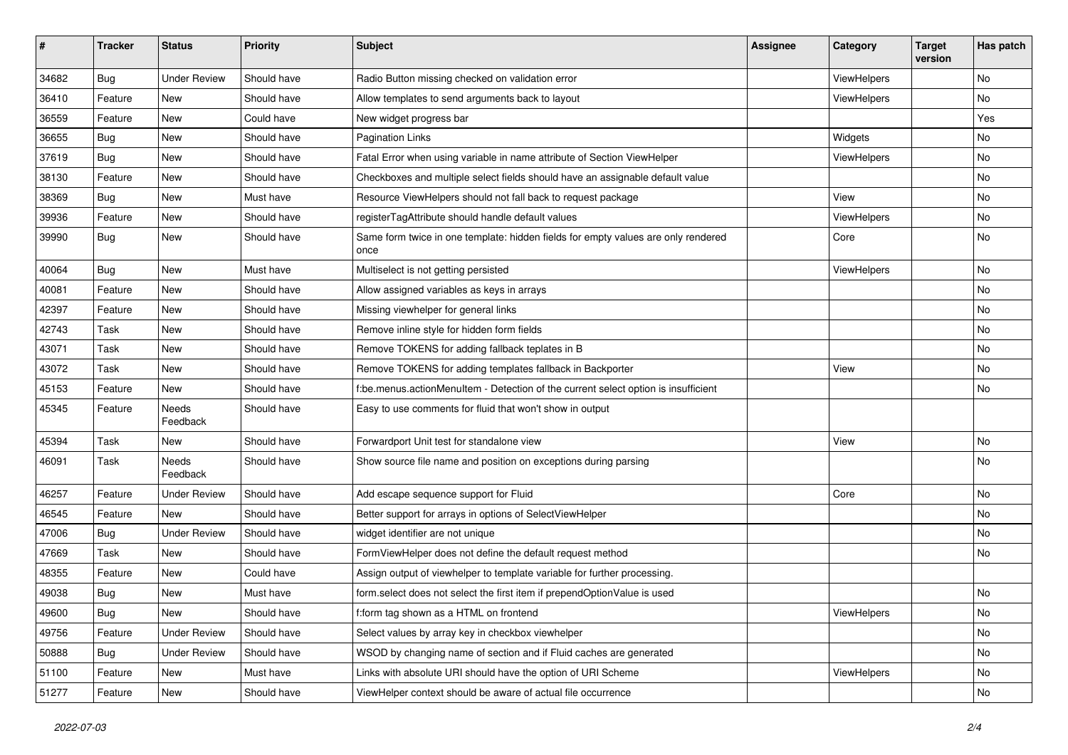| # | Tracker | Status | Priority | Subject | Assignee | Category | Target version | Has patch |
|---|---|---|---|---|---|---|---|---|
| 34682 | Bug | Under Review | Should have | Radio Button missing checked on validation error | | ViewHelpers | | No |
| 36410 | Feature | New | Should have | Allow templates to send arguments back to layout | | ViewHelpers | | No |
| 36559 | Feature | New | Could have | New widget progress bar | | | | Yes |
| 36655 | Bug | New | Should have | Pagination Links | | Widgets | | No |
| 37619 | Bug | New | Should have | Fatal Error when using variable in name attribute of Section ViewHelper | | ViewHelpers | | No |
| 38130 | Feature | New | Should have | Checkboxes and multiple select fields should have an assignable default value | | | | No |
| 38369 | Bug | New | Must have | Resource ViewHelpers should not fall back to request package | | View | | No |
| 39936 | Feature | New | Should have | registerTagAttribute should handle default values | | ViewHelpers | | No |
| 39990 | Bug | New | Should have | Same form twice in one template: hidden fields for empty values are only rendered once | | Core | | No |
| 40064 | Bug | New | Must have | Multiselect is not getting persisted | | ViewHelpers | | No |
| 40081 | Feature | New | Should have | Allow assigned variables as keys in arrays | | | | No |
| 42397 | Feature | New | Should have | Missing viewhelper for general links | | | | No |
| 42743 | Task | New | Should have | Remove inline style for hidden form fields | | | | No |
| 43071 | Task | New | Should have | Remove TOKENS for adding fallback teplates in B | | | | No |
| 43072 | Task | New | Should have | Remove TOKENS for adding templates fallback in Backporter | | View | | No |
| 45153 | Feature | New | Should have | f:be.menus.actionMenuItem - Detection of the current select option is insufficient | | | | No |
| 45345 | Feature | Needs Feedback | Should have | Easy to use comments for fluid that won't show in output | | | | |
| 45394 | Task | New | Should have | Forwardport Unit test for standalone view | | View | | No |
| 46091 | Task | Needs Feedback | Should have | Show source file name and position on exceptions during parsing | | | | No |
| 46257 | Feature | Under Review | Should have | Add escape sequence support for Fluid | | Core | | No |
| 46545 | Feature | New | Should have | Better support for arrays in options of SelectViewHelper | | | | No |
| 47006 | Bug | Under Review | Should have | widget identifier are not unique | | | | No |
| 47669 | Task | New | Should have | FormViewHelper does not define the default request method | | | | No |
| 48355 | Feature | New | Could have | Assign output of viewhelper to template variable for further processing. | | | | |
| 49038 | Bug | New | Must have | form.select does not select the first item if prependOptionValue is used | | | | No |
| 49600 | Bug | New | Should have | f:form tag shown as a HTML on frontend | | ViewHelpers | | No |
| 49756 | Feature | Under Review | Should have | Select values by array key in checkbox viewhelper | | | | No |
| 50888 | Bug | Under Review | Should have | WSOD by changing name of section and if Fluid caches are generated | | | | No |
| 51100 | Feature | New | Must have | Links with absolute URI should have the option of URI Scheme | | ViewHelpers | | No |
| 51277 | Feature | New | Should have | ViewHelper context should be aware of actual file occurrence | | | | No |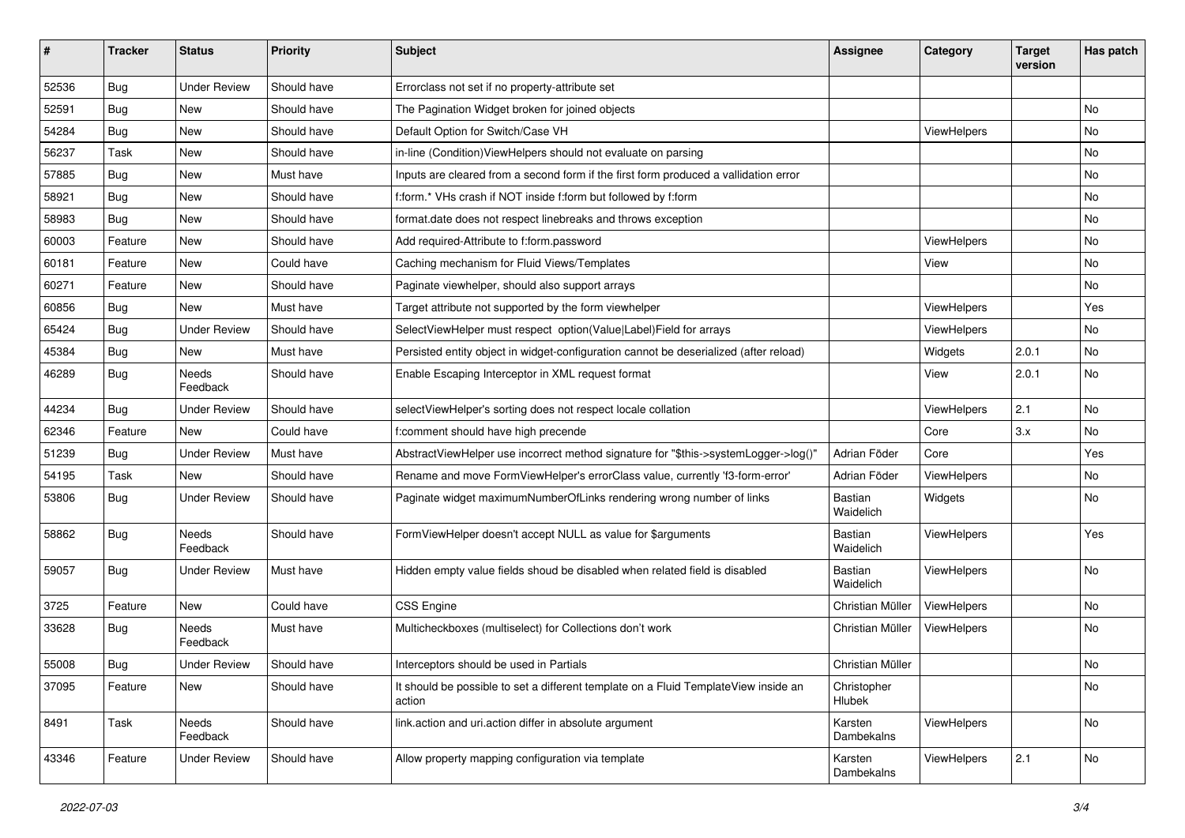| # | Tracker | Status | Priority | Subject | Assignee | Category | Target version | Has patch |
|---|---|---|---|---|---|---|---|---|
| 52536 | Bug | Under Review | Should have | Errorclass not set if no property-attribute set | | | | |
| 52591 | Bug | New | Should have | The Pagination Widget broken for joined objects | | | | No |
| 54284 | Bug | New | Should have | Default Option for Switch/Case VH | | ViewHelpers | | No |
| 56237 | Task | New | Should have | in-line (Condition)ViewHelpers should not evaluate on parsing | | | | No |
| 57885 | Bug | New | Must have | Inputs are cleared from a second form if the first form produced a vallidation error | | | | No |
| 58921 | Bug | New | Should have | f:form.* VHs crash if NOT inside f:form but followed by f:form | | | | No |
| 58983 | Bug | New | Should have | format.date does not respect linebreaks and throws exception | | | | No |
| 60003 | Feature | New | Should have | Add required-Attribute to f:form.password | | ViewHelpers | | No |
| 60181 | Feature | New | Could have | Caching mechanism for Fluid Views/Templates | | View | | No |
| 60271 | Feature | New | Should have | Paginate viewhelper, should also support arrays | | | | No |
| 60856 | Bug | New | Must have | Target attribute not supported by the form viewhelper | | ViewHelpers | | Yes |
| 65424 | Bug | Under Review | Should have | SelectViewHelper must respect option(Value\|Label)Field for arrays | | ViewHelpers | | No |
| 45384 | Bug | New | Must have | Persisted entity object in widget-configuration cannot be deserialized (after reload) | | Widgets | 2.0.1 | No |
| 46289 | Bug | Needs Feedback | Should have | Enable Escaping Interceptor in XML request format | | View | 2.0.1 | No |
| 44234 | Bug | Under Review | Should have | selectViewHelper's sorting does not respect locale collation | | ViewHelpers | 2.1 | No |
| 62346 | Feature | New | Could have | f:comment should have high precende | | Core | 3.x | No |
| 51239 | Bug | Under Review | Must have | AbstractViewHelper use incorrect method signature for "$this->systemLogger->log()" | Adrian Föder | Core | | Yes |
| 54195 | Task | New | Should have | Rename and move FormViewHelper's errorClass value, currently 'f3-form-error' | Adrian Föder | ViewHelpers | | No |
| 53806 | Bug | Under Review | Should have | Paginate widget maximumNumberOfLinks rendering wrong number of links | Bastian Waidelich | Widgets | | No |
| 58862 | Bug | Needs Feedback | Should have | FormViewHelper doesn't accept NULL as value for $arguments | Bastian Waidelich | ViewHelpers | | Yes |
| 59057 | Bug | Under Review | Must have | Hidden empty value fields shoud be disabled when related field is disabled | Bastian Waidelich | ViewHelpers | | No |
| 3725 | Feature | New | Could have | CSS Engine | Christian Müller | ViewHelpers | | No |
| 33628 | Bug | Needs Feedback | Must have | Multicheckboxes (multiselect) for Collections don't work | Christian Müller | ViewHelpers | | No |
| 55008 | Bug | Under Review | Should have | Interceptors should be used in Partials | Christian Müller | | | No |
| 37095 | Feature | New | Should have | It should be possible to set a different template on a Fluid TemplateView inside an action | Christopher Hlubek | | | No |
| 8491 | Task | Needs Feedback | Should have | link.action and uri.action differ in absolute argument | Karsten Dambekalns | ViewHelpers | | No |
| 43346 | Feature | Under Review | Should have | Allow property mapping configuration via template | Karsten Dambekalns | ViewHelpers | 2.1 | No |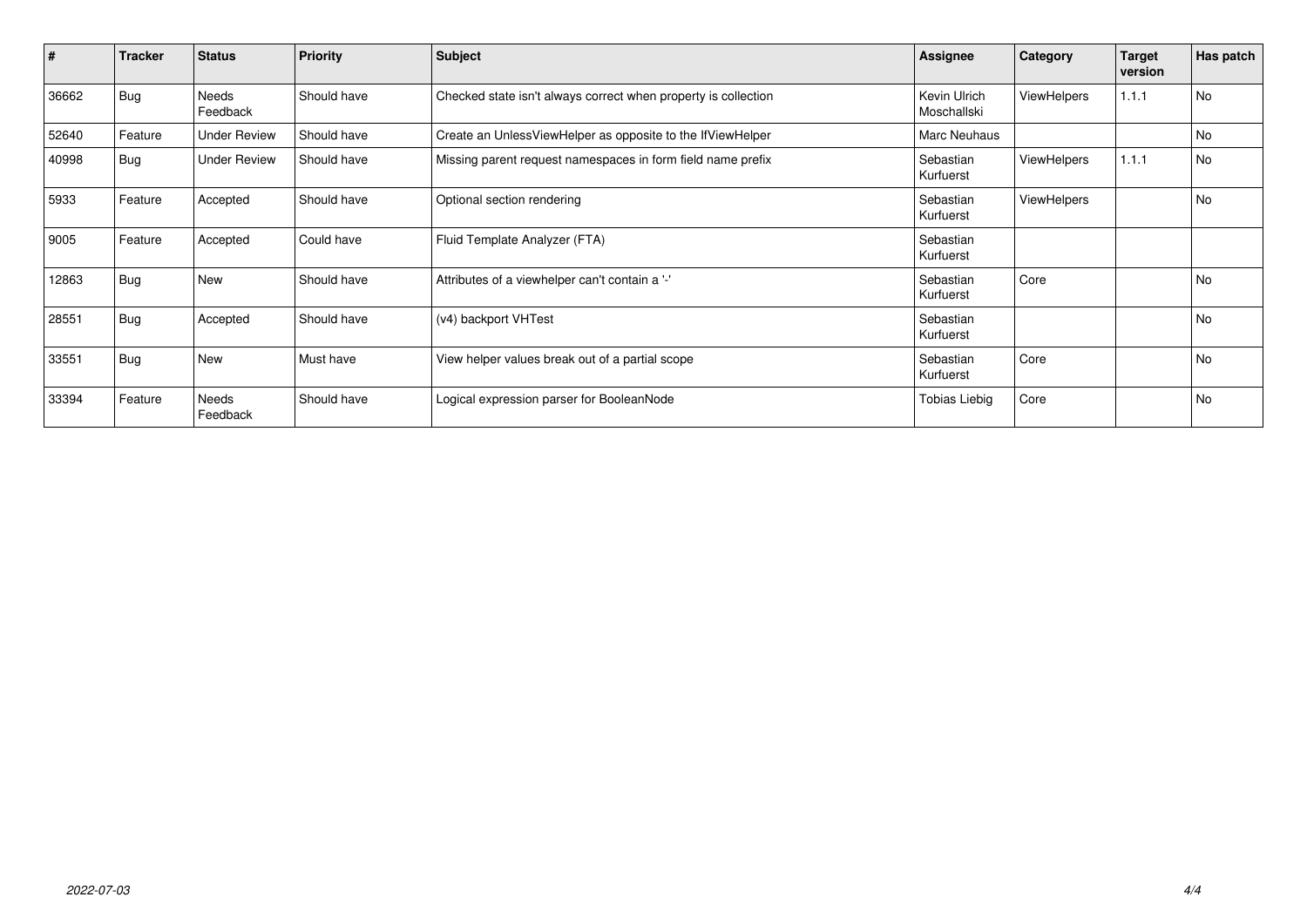| # | Tracker | Status | Priority | Subject | Assignee | Category | Target version | Has patch |
|---|---|---|---|---|---|---|---|---|
| 36662 | Bug | Needs Feedback | Should have | Checked state isn't always correct when property is collection | Kevin Ulrich Moschallski | ViewHelpers | 1.1.1 | No |
| 52640 | Feature | Under Review | Should have | Create an UnlessViewHelper as opposite to the IfViewHelper | Marc Neuhaus | | | No |
| 40998 | Bug | Under Review | Should have | Missing parent request namespaces in form field name prefix | Sebastian Kurfuerst | ViewHelpers | 1.1.1 | No |
| 5933 | Feature | Accepted | Should have | Optional section rendering | Sebastian Kurfuerst | ViewHelpers | | No |
| 9005 | Feature | Accepted | Could have | Fluid Template Analyzer (FTA) | Sebastian Kurfuerst | | | |
| 12863 | Bug | New | Should have | Attributes of a viewhelper can't contain a '-' | Sebastian Kurfuerst | Core | | No |
| 28551 | Bug | Accepted | Should have | (v4) backport VHTest | Sebastian Kurfuerst | | | No |
| 33551 | Bug | New | Must have | View helper values break out of a partial scope | Sebastian Kurfuerst | Core | | No |
| 33394 | Feature | Needs Feedback | Should have | Logical expression parser for BooleanNode | Tobias Liebig | Core | | No |

*2022-07-03*